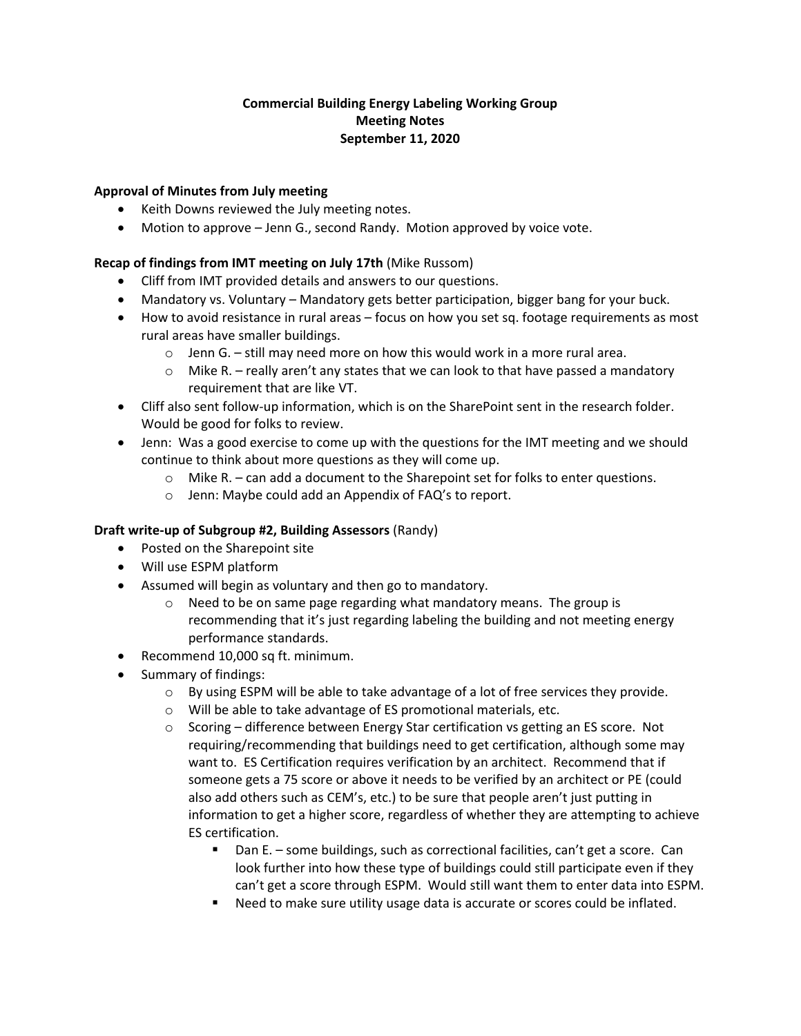# Commercial Building Energy Labeling Working Group
## Meeting Notes
## September 11, 2020

**Approval of Minutes from July meeting**

- Keith Downs reviewed the July meeting notes.
- Motion to approve – Jenn G., second Randy. Motion approved by voice vote.

**Recap of findings from IMT meeting on July 17th** (Mike Russom)

- Cliff from IMT provided details and answers to our questions.
- Mandatory vs. Voluntary – Mandatory gets better participation, bigger bang for your buck.
- How to avoid resistance in rural areas – focus on how you set sq. footage requirements as most rural areas have smaller buildings.
    - Jenn G. – still may need more on how this would work in a more rural area.
    - Mike R. – really aren't any states that we can look to that have passed a mandatory requirement that are like VT.
- Cliff also sent follow-up information, which is on the SharePoint sent in the research folder. Would be good for folks to review.
- Jenn: Was a good exercise to come up with the questions for the IMT meeting and we should continue to think about more questions as they will come up.
    - Mike R. – can add a document to the Sharepoint set for folks to enter questions.
    - Jenn: Maybe could add an Appendix of FAQ's to report.

**Draft write-up of Subgroup #2, Building Assessors** (Randy)

- Posted on the Sharepoint site
- Will use ESPM platform
- Assumed will begin as voluntary and then go to mandatory.
    - Need to be on same page regarding what mandatory means. The group is recommending that it's just regarding labeling the building and not meeting energy performance standards.
- Recommend 10,000 sq ft. minimum.
- Summary of findings:
    - By using ESPM will be able to take advantage of a lot of free services they provide.
    - Will be able to take advantage of ES promotional materials, etc.
    - Scoring – difference between Energy Star certification vs getting an ES score. Not requiring/recommending that buildings need to get certification, although some may want to. ES Certification requires verification by an architect. Recommend that if someone gets a 75 score or above it needs to be verified by an architect or PE (could also add others such as CEM's, etc.) to be sure that people aren't just putting in information to get a higher score, regardless of whether they are attempting to achieve ES certification.
        - Dan E. – some buildings, such as correctional facilities, can't get a score. Can look further into how these type of buildings could still participate even if they can't get a score through ESPM. Would still want them to enter data into ESPM.
        - Need to make sure utility usage data is accurate or scores could be inflated.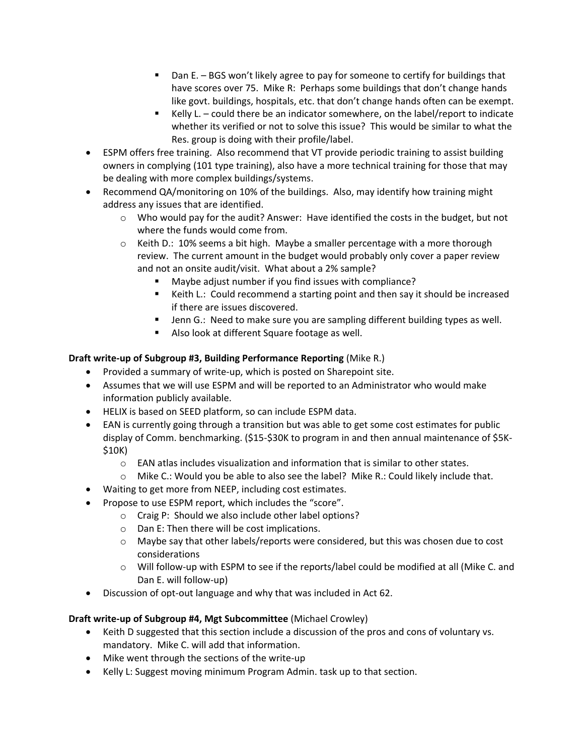- Dan E. – BGS won't likely agree to pay for someone to certify for buildings that have scores over 75. Mike R: Perhaps some buildings that don't change hands like govt. buildings, hospitals, etc. that don't change hands often can be exempt.
        - Kelly L. – could there be an indicator somewhere, on the label/report to indicate whether its verified or not to solve this issue? This would be similar to what the Res. group is doing with their profile/label.
- ESPM offers free training. Also recommend that VT provide periodic training to assist building owners in complying (101 type training), also have a more technical training for those that may be dealing with more complex buildings/systems.
- Recommend QA/monitoring on 10% of the buildings. Also, may identify how training might address any issues that are identified.
    - Who would pay for the audit? Answer: Have identified the costs in the budget, but not where the funds would come from.
    - Keith D.: 10% seems a bit high. Maybe a smaller percentage with a more thorough review. The current amount in the budget would probably only cover a paper review and not an onsite audit/visit. What about a 2% sample?
        - Maybe adjust number if you find issues with compliance?
        - Keith L.: Could recommend a starting point and then say it should be increased if there are issues discovered.
        - Jenn G.: Need to make sure you are sampling different building types as well.
        - Also look at different Square footage as well.

**Draft write-up of Subgroup #3, Building Performance Reporting** (Mike R.)

- Provided a summary of write-up, which is posted on Sharepoint site.
- Assumes that we will use ESPM and will be reported to an Administrator who would make information publicly available.
- HELIX is based on SEED platform, so can include ESPM data.
- EAN is currently going through a transition but was able to get some cost estimates for public display of Comm. benchmarking. ($15-$30K to program in and then annual maintenance of $5K-$10K)
    - EAN atlas includes visualization and information that is similar to other states.
    - Mike C.: Would you be able to also see the label? Mike R.: Could likely include that.
- Waiting to get more from NEEP, including cost estimates.
- Propose to use ESPM report, which includes the "score".
    - Craig P: Should we also include other label options?
    - Dan E: Then there will be cost implications.
    - Maybe say that other labels/reports were considered, but this was chosen due to cost considerations
    - Will follow-up with ESPM to see if the reports/label could be modified at all (Mike C. and Dan E. will follow-up)
- Discussion of opt-out language and why that was included in Act 62.

**Draft write-up of Subgroup #4, Mgt Subcommittee** (Michael Crowley)

- Keith D suggested that this section include a discussion of the pros and cons of voluntary vs. mandatory. Mike C. will add that information.
- Mike went through the sections of the write-up
- Kelly L: Suggest moving minimum Program Admin. task up to that section.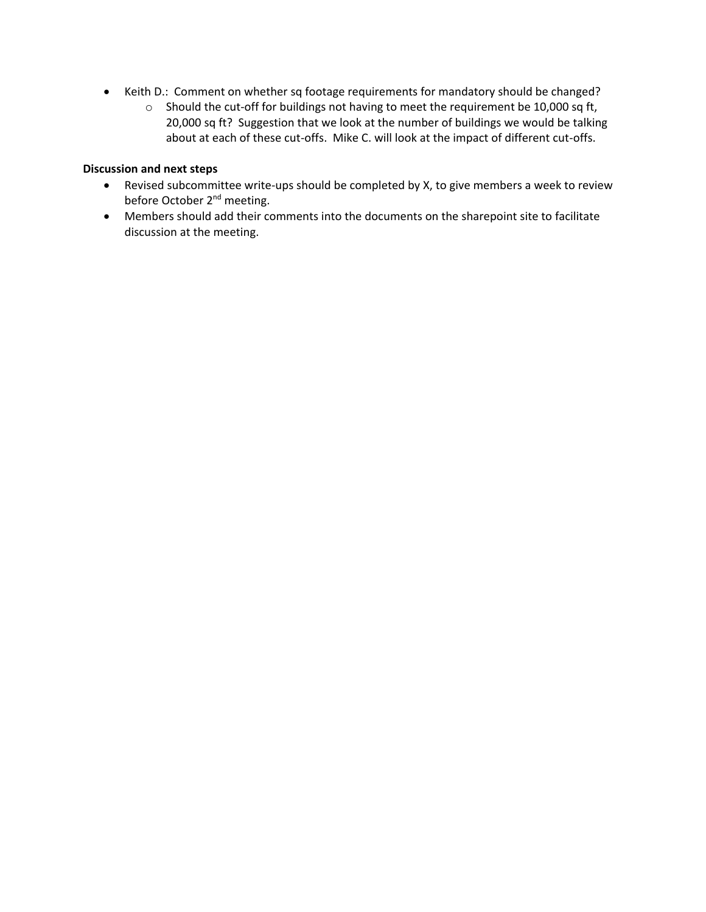- Keith D.: Comment on whether sq footage requirements for mandatory should be changed?
  - Should the cut-off for buildings not having to meet the requirement be 10,000 sq ft, 20,000 sq ft? Suggestion that we look at the number of buildings we would be talking about at each of these cut-offs. Mike C. will look at the impact of different cut-offs.

**Discussion and next steps**

- Revised subcommittee write-ups should be completed by X, to give members a week to review before October 2nd meeting.
- Members should add their comments into the documents on the sharepoint site to facilitate discussion at the meeting.